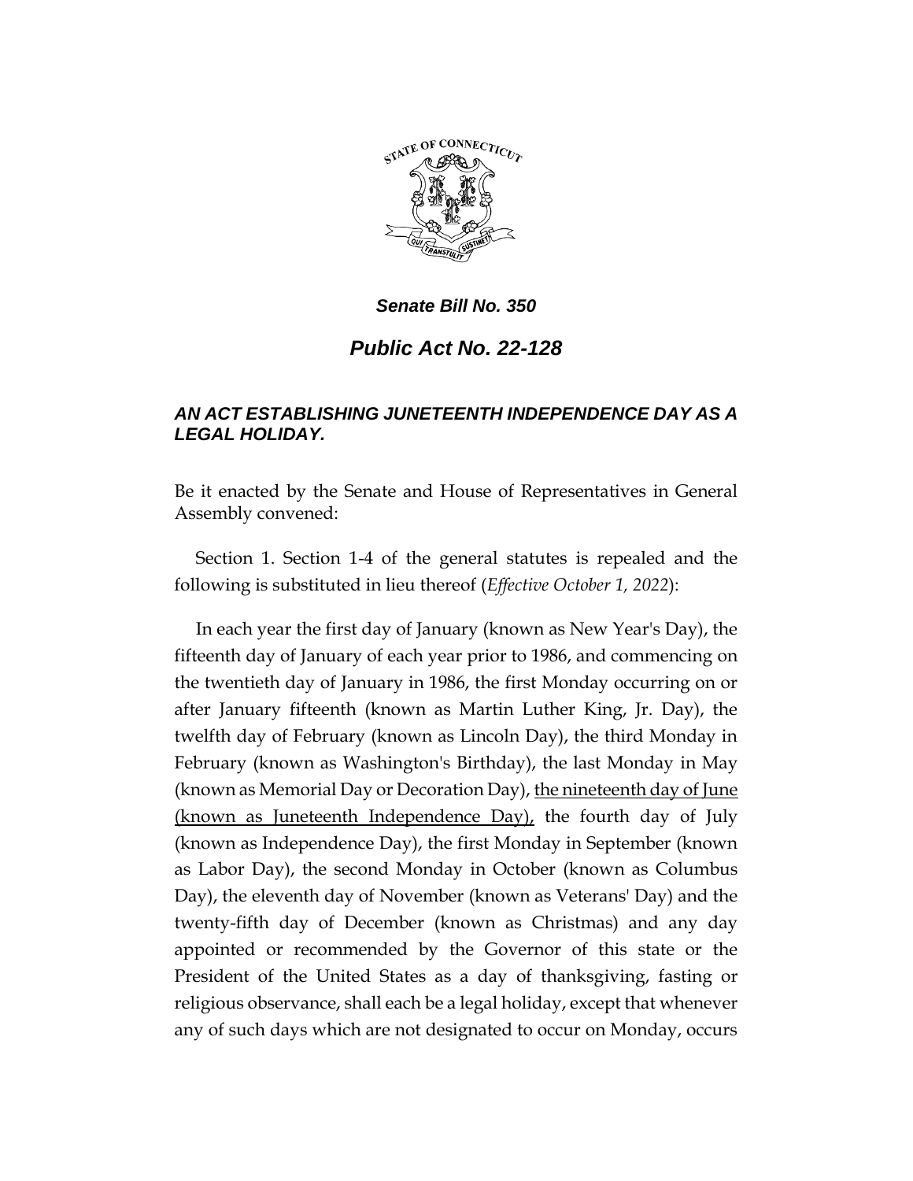***Senate Bill No. 350***

# ***Public Act No. 22-128***

### ***AN ACT ESTABLISHING JUNETEENTH INDEPENDENCE DAY AS A LEGAL HOLIDAY.***

Be it enacted by the Senate and House of Representatives in General Assembly convened:

Section 1. Section 1-4 of the general statutes is repealed and the following is substituted in lieu thereof (*Effective October 1, 2022*):

In each year the first day of January (known as New Year's Day), the fifteenth day of January of each year prior to 1986, and commencing on the twentieth day of January in 1986, the first Monday occurring on or after January fifteenth (known as Martin Luther King, Jr. Day), the twelfth day of February (known as Lincoln Day), the third Monday in February (known as Washington's Birthday), the last Monday in May (known as Memorial Day or Decoration Day), <u>the nineteenth day of June (known as Juneteenth Independence Day),</u> the fourth day of July (known as Independence Day), the first Monday in September (known as Labor Day), the second Monday in October (known as Columbus Day), the eleventh day of November (known as Veterans' Day) and the twenty-fifth day of December (known as Christmas) and any day appointed or recommended by the Governor of this state or the President of the United States as a day of thanksgiving, fasting or religious observance, shall each be a legal holiday, except that whenever any of such days which are not designated to occur on Monday, occurs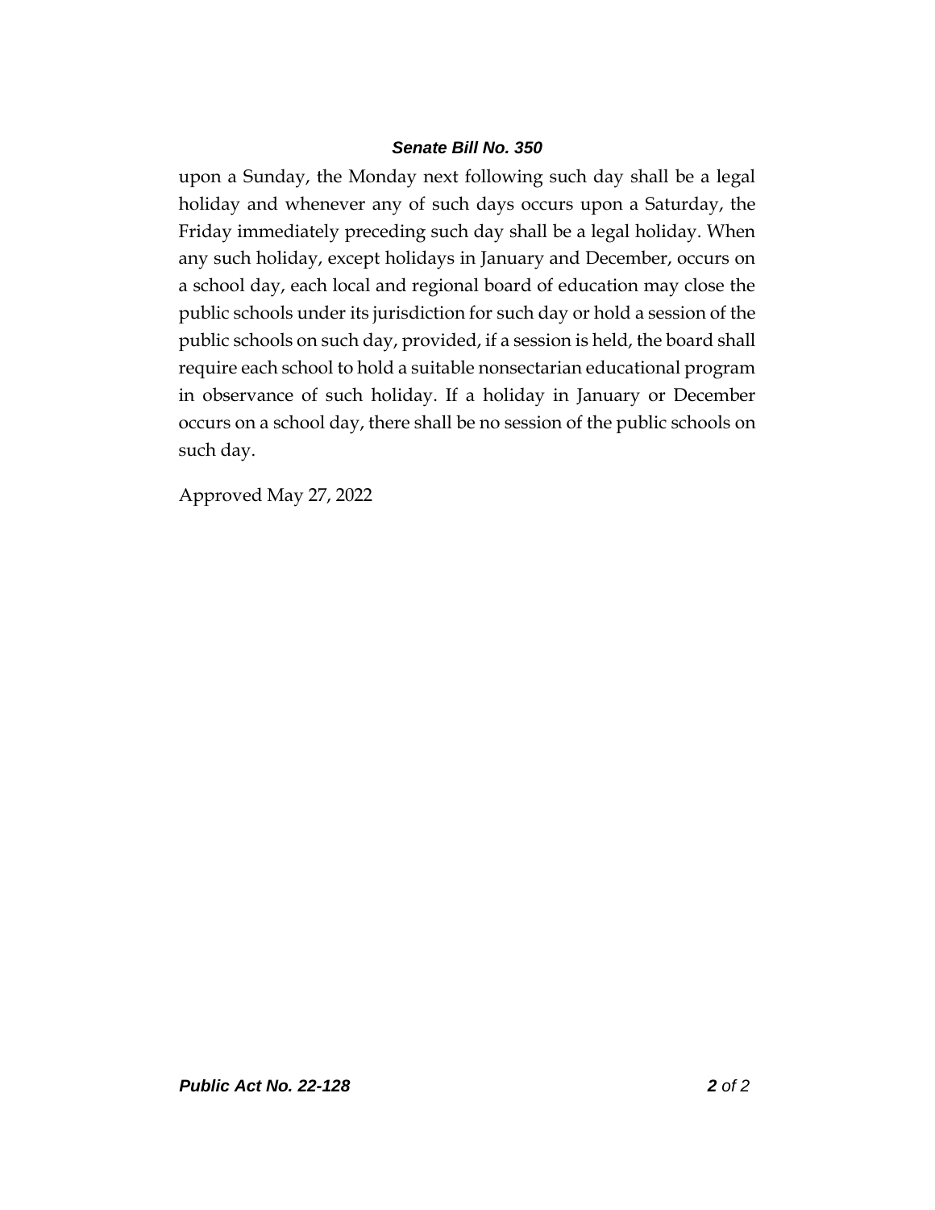upon a Sunday, the Monday next following such day shall be a legal holiday and whenever any of such days occurs upon a Saturday, the Friday immediately preceding such day shall be a legal holiday. When any such holiday, except holidays in January and December, occurs on a school day, each local and regional board of education may close the public schools under its jurisdiction for such day or hold a session of the public schools on such day, provided, if a session is held, the board shall require each school to hold a suitable nonsectarian educational program in observance of such holiday. If a holiday in January or December occurs on a school day, there shall be no session of the public schools on such day.

Approved May 27, 2022